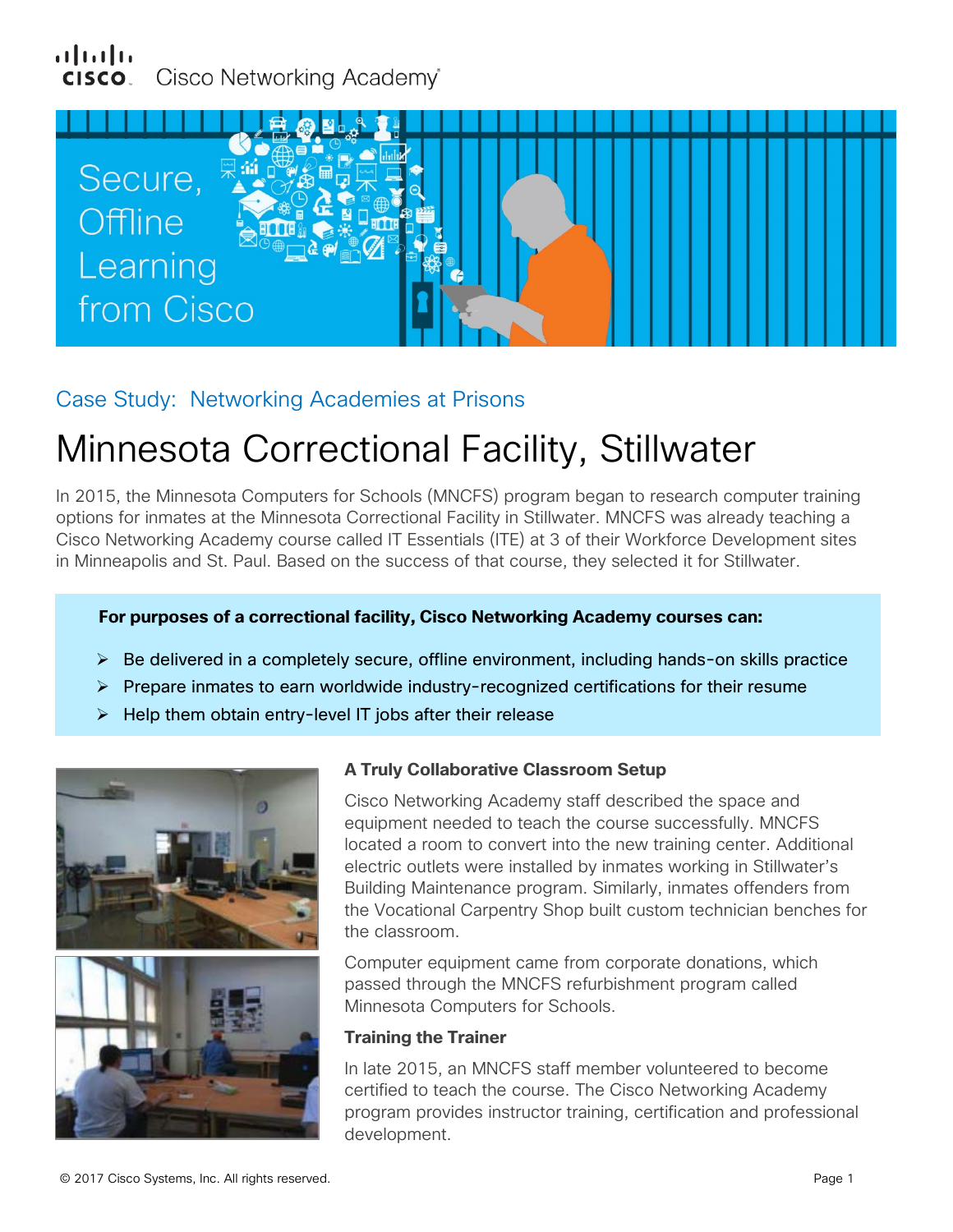Cisco Networking Academy

Secure, Offline Learning from Cisco

Case Study: Networking Academies at Prisons

# Minnesota Correctional Facility, Stillwater

In 2015, the Minnesota Computers for Schools (MNCFS) program began to research computer training options for inmates at the Minnesota Correctional Facility in Stillwater. MNCFS was already teaching a Cisco Networking Academy course called IT Essentials (ITE) at 3 of their Workforce Development sites in Minneapolis and St. Paul. Based on the success of that course, they selected it for Stillwater.

**For purposes of a correctional facility, Cisco Networking Academy courses can:**

- Be delivered in a completely secure, offline environment, including hands-on skills practice
- Prepare inmates to earn worldwide industry-recognized certifications for their resume
- Help them obtain entry-level IT jobs after their release

### A Truly Collaborative Classroom Setup

Cisco Networking Academy staff described the space and equipment needed to teach the course successfully. MNCFS located a room to convert into the new training center. Additional electric outlets were installed by inmates working in Stillwater's Building Maintenance program. Similarly, inmates offenders from the Vocational Carpentry Shop built custom technician benches for the classroom.

Computer equipment came from corporate donations, which passed through the MNCFS refurbishment program called Minnesota Computers for Schools.

### Training the Trainer

In late 2015, an MNCFS staff member volunteered to become certified to teach the course. The Cisco Networking Academy program provides instructor training, certification and professional development.

© 2017 Cisco Systems, Inc. All rights reserved.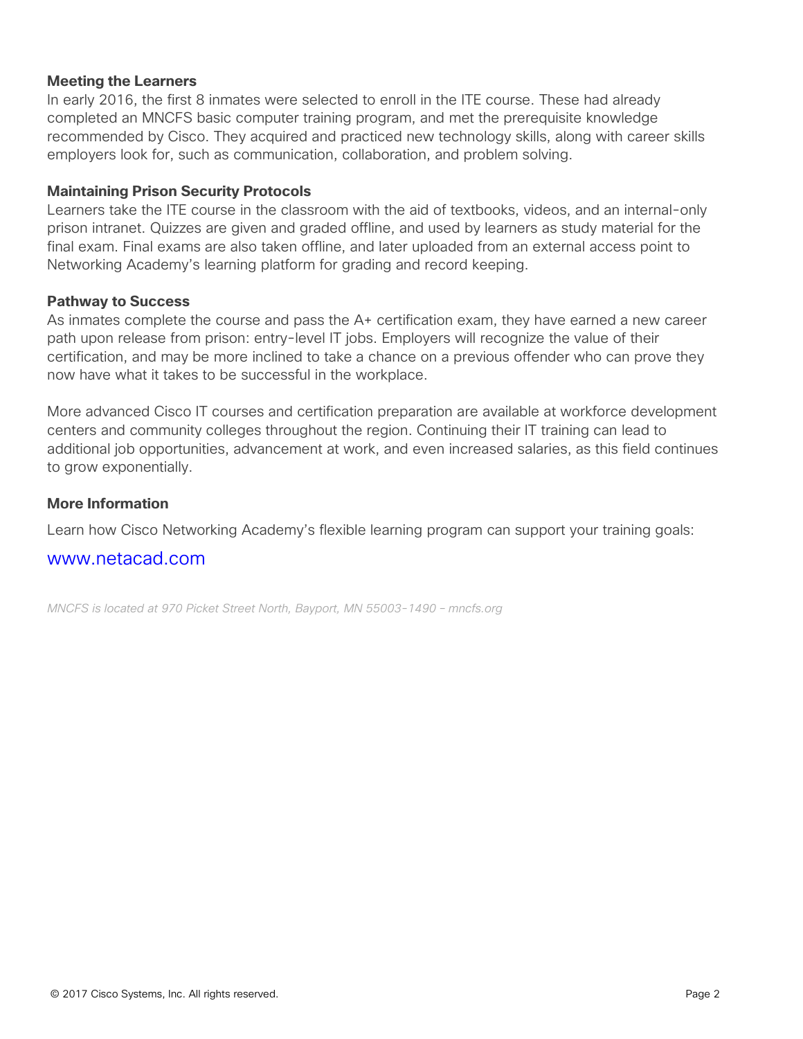### Meeting the Learners

In early 2016, the first 8 inmates were selected to enroll in the ITE course. These had already completed an MNCFS basic computer training program, and met the prerequisite knowledge recommended by Cisco. They acquired and practiced new technology skills, along with career skills employers look for, such as communication, collaboration, and problem solving.

### Maintaining Prison Security Protocols

Learners take the ITE course in the classroom with the aid of textbooks, videos, and an internal-only prison intranet. Quizzes are given and graded offline, and used by learners as study material for the final exam. Final exams are also taken offline, and later uploaded from an external access point to Networking Academy's learning platform for grading and record keeping.

### Pathway to Success

As inmates complete the course and pass the A+ certification exam, they have earned a new career path upon release from prison: entry-level IT jobs. Employers will recognize the value of their certification, and may be more inclined to take a chance on a previous offender who can prove they now have what it takes to be successful in the workplace.

More advanced Cisco IT courses and certification preparation are available at workforce development centers and community colleges throughout the region. Continuing their IT training can lead to additional job opportunities, advancement at work, and even increased salaries, as this field continues to grow exponentially.

### More Information

Learn how Cisco Networking Academy's flexible learning program can support your training goals:

[www.netacad.com](http://www.netacad.com)

*MNCFS is located at 970 Picket Street North, Bayport, MN 55003-1490 – mncfs.org*

© 2017 Cisco Systems, Inc. All rights reserved.